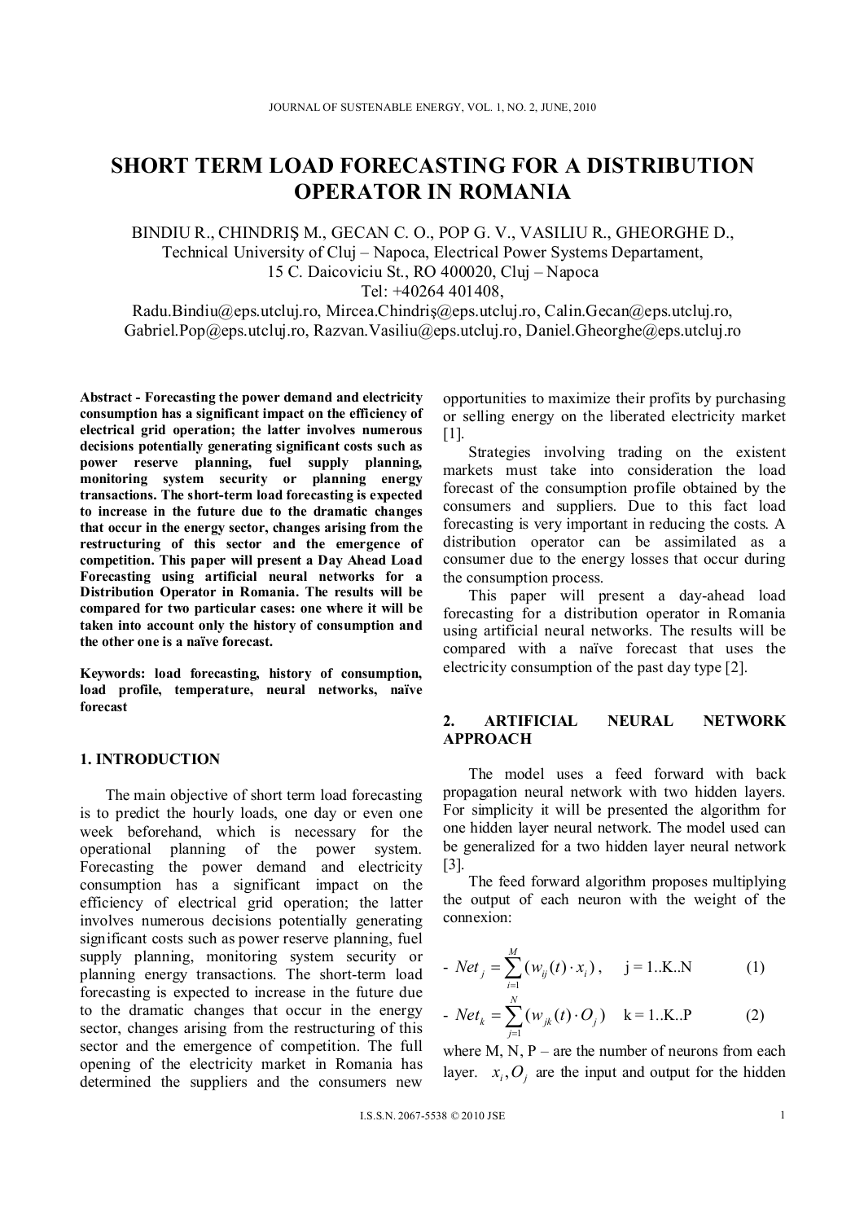# SHORT TERM LOAD FORECASTING FOR A DISTRIBUTION OPERATOR IN ROMANIA

BINDIU R., CHINDRIŞ M., GECAN C. O., POP G. V., VASILIU R., GHEORGHE D.,
Technical University of Cluj – Napoca, Electrical Power Systems Departament,
15 C. Daicoviciu St., RO 400020, Cluj – Napoca
Tel: +40264 401408,
Radu.Bindiu@eps.utcluj.ro, Mircea.Chindriş@eps.utcluj.ro, Calin.Gecan@eps.utcluj.ro, Gabriel.Pop@eps.utcluj.ro, Razvan.Vasiliu@eps.utcluj.ro, Daniel.Gheorghe@eps.utcluj.ro

**Abstract - Forecasting the power demand and electricity consumption has a significant impact on the efficiency of electrical grid operation; the latter involves numerous decisions potentially generating significant costs such as power reserve planning, fuel supply planning, monitoring system security or planning energy transactions. The short-term load forecasting is expected to increase in the future due to the dramatic changes that occur in the energy sector, changes arising from the restructuring of this sector and the emergence of competition. This paper will present a Day Ahead Load Forecasting using artificial neural networks for a Distribution Operator in Romania. The results will be compared for two particular cases: one where it will be taken into account only the history of consumption and the other one is a naïve forecast.**

**Keywords: load forecasting, history of consumption, load profile, temperature, neural networks, naïve forecast**

## 1. INTRODUCTION

The main objective of short term load forecasting is to predict the hourly loads, one day or even one week beforehand, which is necessary for the operational planning of the power system. Forecasting the power demand and electricity consumption has a significant impact on the efficiency of electrical grid operation; the latter involves numerous decisions potentially generating significant costs such as power reserve planning, fuel supply planning, monitoring system security or planning energy transactions. The short-term load forecasting is expected to increase in the future due to the dramatic changes that occur in the energy sector, changes arising from the restructuring of this sector and the emergence of competition. The full opening of the electricity market in Romania has determined the suppliers and the consumers new opportunities to maximize their profits by purchasing or selling energy on the liberated electricity market [1].

Strategies involving trading on the existent markets must take into consideration the load forecast of the consumption profile obtained by the consumers and suppliers. Due to this fact load forecasting is very important in reducing the costs. A distribution operator can be assimilated as a consumer due to the energy losses that occur during the consumption process.

This paper will present a day-ahead load forecasting for a distribution operator in Romania using artificial neural networks. The results will be compared with a naïve forecast that uses the electricity consumption of the past day type [2].

## 2. ARTIFICIAL NEURAL NETWORK APPROACH

The model uses a feed forward with back propagation neural network with two hidden layers. For simplicity it will be presented the algorithm for one hidden layer neural network. The model used can be generalized for a two hidden layer neural network [3].

The feed forward algorithm proposes multiplying the output of each neuron with the weight of the connexion:

$$- \ Net_j = \sum_{i=1}^{M} (w_{ij}(t) \cdot x_i), \quad j = 1..K..N \qquad (1)$$

$$- \ Net_k = \sum_{j=1}^{N} (w_{jk}(t) \cdot O_j) \quad k = 1..K..P \qquad (2)$$

where M, N, P – are the number of neurons from each layer. $x_i, O_j$ are the input and output for the hidden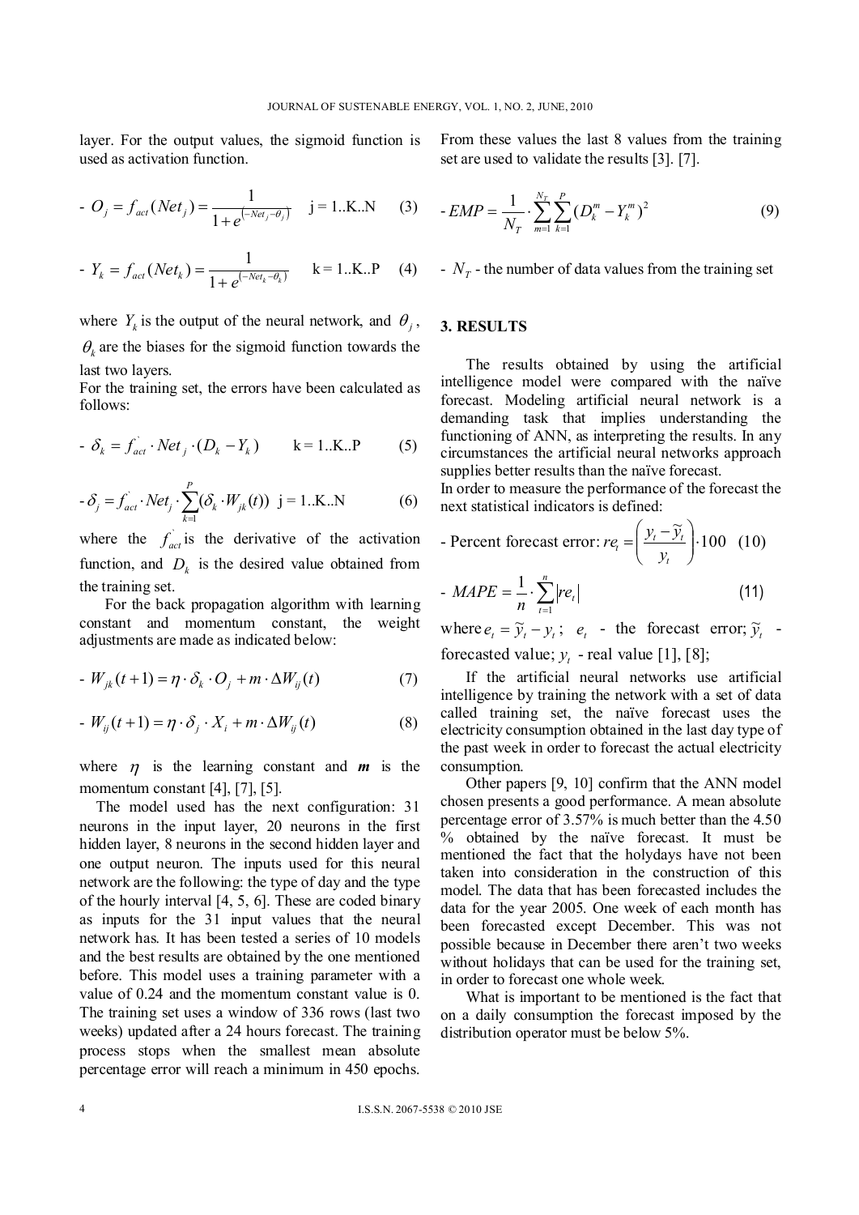layer. For the output values, the sigmoid function is used as activation function.

$$- \ O_j = f_{act}(Net_j) = \frac{1}{1+e^{(-Net_j - \theta_j)}} \quad \text{j = 1..K..N} \quad (3)$$

$$- \ Y_k = f_{act}(Net_k) = \frac{1}{1+e^{(-Net_k - \theta_k)}} \quad \text{k = 1..K..P} \quad (4)$$

where $Y_k$ is the output of the neural network, and $\theta_j$, $\theta_k$ are the biases for the sigmoid function towards the last two layers.

For the training set, the errors have been calculated as follows:

$$- \ \delta_k = f_{act}^{`} \cdot Net_j \cdot (D_k - Y_k) \qquad \text{k = 1..K..P} \qquad (5)$$

$$- \delta_j = f_{act}^{`} \cdot Net_j \cdot \sum_{k=1}^{P} (\delta_k \cdot W_{jk}(t)) \quad \text{j = 1..K..N} \qquad (6)$$

where the $f_{act}^{`}$ is the derivative of the activation function, and $D_k$ is the desired value obtained from the training set.

For the back propagation algorithm with learning constant and momentum constant, the weight adjustments are made as indicated below:

$$- \ W_{jk}(t+1) = \eta \cdot \delta_k \cdot O_j + m \cdot \Delta W_{ij}(t) \qquad (7)$$

$$- \ W_{ij}(t+1) = \eta \cdot \delta_j \cdot X_i + m \cdot \Delta W_{ij}(t) \qquad (8)$$

where $\eta$ is the learning constant and $\boldsymbol{m}$ is the momentum constant [4], [7], [5].

The model used has the next configuration: 31 neurons in the input layer, 20 neurons in the first hidden layer, 8 neurons in the second hidden layer and one output neuron. The inputs used for this neural network are the following: the type of day and the type of the hourly interval [4, 5, 6]. These are coded binary as inputs for the 31 input values that the neural network has. It has been tested a series of 10 models and the best results are obtained by the one mentioned before. This model uses a training parameter with a value of 0.24 and the momentum constant value is 0. The training set uses a window of 336 rows (last two weeks) updated after a 24 hours forecast. The training process stops when the smallest mean absolute percentage error will reach a minimum in 450 epochs. From these values the last 8 values from the training set are used to validate the results [3]. [7].

$$- EMP = \frac{1}{N_T} \cdot \sum_{m=1}^{N_T} \sum_{k=1}^{P} (D_k^m - Y_k^m)^2 \qquad (9)$$

- $N_T$ - the number of data values from the training set

## 3. RESULTS

The results obtained by using the artificial intelligence model were compared with the naïve forecast. Modeling artificial neural network is a demanding task that implies understanding the functioning of ANN, as interpreting the results. In any circumstances the artificial neural networks approach supplies better results than the naïve forecast.

In order to measure the performance of the forecast the next statistical indicators is defined:

- Percent forecast error: $re_t = \left( \frac{y_t - \widetilde{y}_t}{y_t} \right) \cdot 100$ (10)

$$- \ MAPE = \frac{1}{n} \cdot \sum_{t=1}^{n} |re_t| \qquad (11)$$

where $e_t = \widetilde{y}_t - y_t$; $e_t$ - the forecast error; $\widetilde{y}_t$ - forecasted value; $y_t$ - real value [1], [8];

If the artificial neural networks use artificial intelligence by training the network with a set of data called training set, the naïve forecast uses the electricity consumption obtained in the last day type of the past week in order to forecast the actual electricity consumption.

Other papers [9, 10] confirm that the ANN model chosen presents a good performance. A mean absolute percentage error of 3.57% is much better than the 4.50 % obtained by the naïve forecast. It must be mentioned the fact that the holydays have not been taken into consideration in the construction of this model. The data that has been forecasted includes the data for the year 2005. One week of each month has been forecasted except December. This was not possible because in December there aren't two weeks without holidays that can be used for the training set, in order to forecast one whole week.

What is important to be mentioned is the fact that on a daily consumption the forecast imposed by the distribution operator must be below 5%.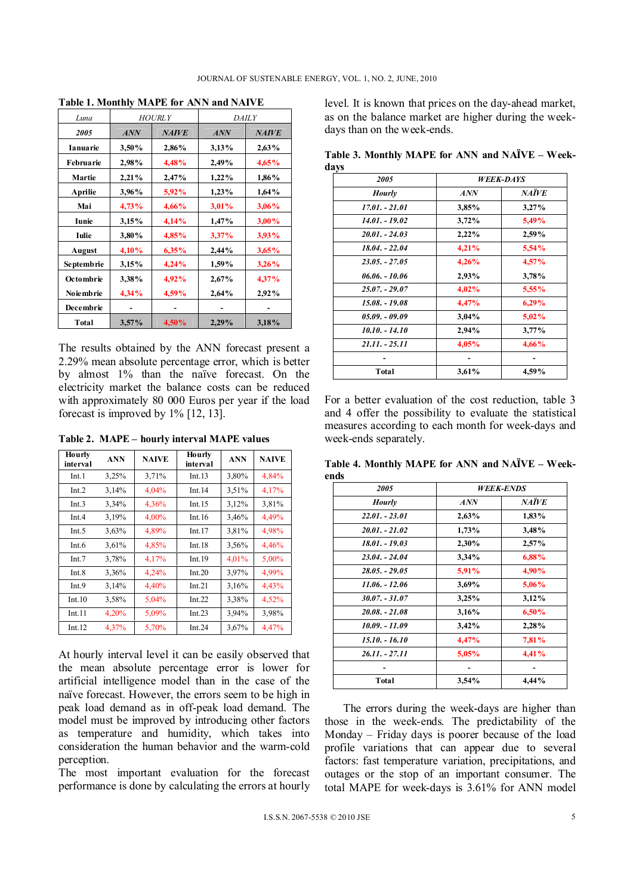**Table 1. Monthly MAPE for ANN and NAIVE**

| *Luna* | *HOURLY* | | *DAILY* | |
|---|---|---|---|---|
| ***2005*** | ***ANN*** | ***NAIVE*** | ***ANN*** | ***NAIVE*** |
| **Ianuarie** | **3,50%** | **2,86%** | **3,13%** | **2,63%** |
| **Februarie** | **2,98%** | **4,48%** | **2,49%** | **4,65%** |
| **Martie** | **2,21%** | **2,47%** | **1,22%** | **1,86%** |
| **Aprilie** | **3,96%** | **5,92%** | **1,23%** | **1,64%** |
| **Mai** | **4,73%** | **4,66%** | **3,01%** | **3,06%** |
| **Iunie** | **3,15%** | **4,14%** | **1,47%** | **3,00%** |
| **Iulie** | **3,80%** | **4,85%** | **3,37%** | **3,93%** |
| **August** | **4,10%** | **6,35%** | **2,44%** | **3,65%** |
| **Septembrie** | **3,15%** | **4,24%** | **1,59%** | **3,26%** |
| **Octombrie** | **3,38%** | **4,92%** | **2,67%** | **4,37%** |
| **Noiembrie** | **4,34%** | **4,59%** | **2,64%** | **2,92%** |
| **Decembrie** | **-** | **-** | **-** | **-** |
| **Total** | **3,57%** | **4,50%** | **2,29%** | **3,18%** |

The results obtained by the ANN forecast present a 2.29% mean absolute percentage error, which is better by almost 1% than the naïve forecast. On the electricity market the balance costs can be reduced with approximately 80 000 Euros per year if the load forecast is improved by 1% [12, 13].

**Table 2. MAPE – hourly interval MAPE values**

| Hourly interval | ANN | NAIVE | Hourly interval | ANN | NAIVE |
|---|---|---|---|---|---|
| Int.1 | 3,25% | 3,71% | Int.13 | 3,80% | 4,84% |
| Int.2 | 3,14% | 4,04% | Int.14 | 3,51% | 4,17% |
| Int.3 | 3,34% | 4,36% | Int.15 | 3,12% | 3,81% |
| Int.4 | 3,19% | 4,00% | Int.16 | 3,46% | 4,49% |
| Int.5 | 3,63% | 4,89% | Int.17 | 3,81% | 4,98% |
| Int.6 | 3,61% | 4,85% | Int.18 | 3,56% | 4,46% |
| Int.7 | 3,78% | 4,17% | Int.19 | 4,01% | 5,00% |
| Int.8 | 3,36% | 4,24% | Int.20 | 3,97% | 4,99% |
| Int.9 | 3,14% | 4,40% | Int.21 | 3,16% | 4,43% |
| Int.10 | 3,58% | 5,04% | Int.22 | 3,38% | 4,52% |
| Int.11 | 4,20% | 5,09% | Int.23 | 3,94% | 3,98% |
| Int.12 | 4,37% | 5,70% | Int.24 | 3,67% | 4,47% |

At hourly interval level it can be easily observed that the mean absolute percentage error is lower for artificial intelligence model than in the case of the naïve forecast. However, the errors seem to be high in peak load demand as in off-peak load demand. The model must be improved by introducing other factors as temperature and humidity, which takes into consideration the human behavior and the warm-cold perception.

The most important evaluation for the forecast performance is done by calculating the errors at hourly level. It is known that prices on the day-ahead market, as on the balance market are higher during the week-days than on the week-ends.

**Table 3. Monthly MAPE for ANN and NAÏVE – Week-days**

| ***2005*** | ***WEEK-DAYS*** | |
|---|---|---|
| ***Hourly*** | ***ANN*** | ***NAÏVE*** |
| ***17.01. - 21.01*** | **3,85%** | **3,27%** |
| ***14.01. - 19.02*** | **3,72%** | **5,49%** |
| ***20.01. - 24.03*** | **2,22%** | **2,59%** |
| ***18.04. - 22.04*** | **4,21%** | **5,54%** |
| ***23.05. - 27.05*** | **4,26%** | **4,57%** |
| ***06.06. - 10.06*** | **2,93%** | **3,78%** |
| ***25.07. - 29.07*** | **4,02%** | **5,55%** |
| ***15.08. - 19.08*** | **4,47%** | **6,29%** |
| ***05.09. - 09.09*** | **3,04%** | **5,02%** |
| ***10.10. - 14.10*** | **2,94%** | **3,77%** |
| ***21.11. - 25.11*** | **4,05%** | **4,66%** |
| **-** | **-** | **-** |
| **Total** | **3,61%** | **4,59%** |

For a better evaluation of the cost reduction, table 3 and 4 offer the possibility to evaluate the statistical measures according to each month for week-days and week-ends separately.

**Table 4. Monthly MAPE for ANN and NAÏVE – Week-ends**

| ***2005*** | ***WEEK-ENDS*** | |
|---|---|---|
| ***Hourly*** | ***ANN*** | ***NAÏVE*** |
| ***22.01. - 23.01*** | **2,63%** | **1,83%** |
| ***20.01. - 21.02*** | **1,73%** | **3,48%** |
| ***18.01. - 19.03*** | **2,30%** | **2,57%** |
| ***23.04. - 24.04*** | **3,34%** | **6,88%** |
| ***28.05. - 29.05*** | **5,91%** | **4,90%** |
| ***11.06. - 12.06*** | **3,69%** | **5,06%** |
| ***30.07. - 31.07*** | **3,25%** | **3,12%** |
| ***20.08. - 21.08*** | **3,16%** | **6,50%** |
| ***10.09. - 11.09*** | **3,42%** | **2,28%** |
| ***15.10. - 16.10*** | **4,47%** | **7,81%** |
| ***26.11. - 27.11*** | **5,05%** | **4,41%** |
| **-** | **-** | **-** |
| **Total** | **3,54%** | **4,44%** |

The errors during the week-days are higher than those in the week-ends. The predictability of the Monday – Friday days is poorer because of the load profile variations that can appear due to several factors: fast temperature variation, precipitations, and outages or the stop of an important consumer. The total MAPE for week-days is 3.61% for ANN model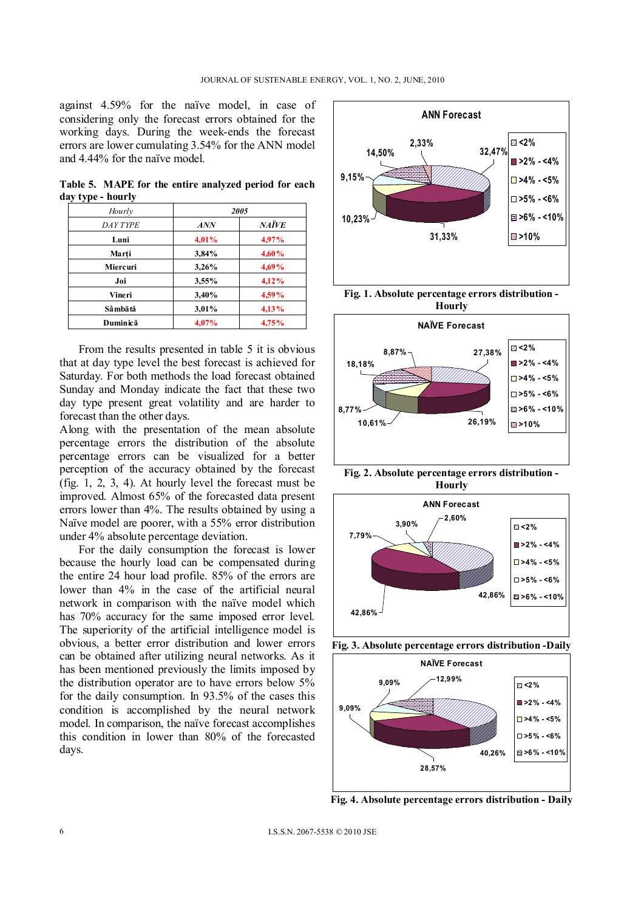against 4.59% for the naïve model, in case of considering only the forecast errors obtained for the working days. During the week-ends the forecast errors are lower cumulating 3.54% for the ANN model and 4.44% for the naïve model.

**Table 5. MAPE for the entire analyzed period for each day type - hourly**

| *Hourly* | *2005* | |
|---|---|---|
| *DAY TYPE* | ***ANN*** | ***NAÏVE*** |
| **Luni** | **4,01%** | **4,97%** |
| **Marți** | **3,84%** | **4,60%** |
| **Miercuri** | **3,26%** | **4,69%** |
| **Joi** | **3,55%** | **4,12%** |
| **Vineri** | **3,40%** | **4,59%** |
| **Sâmbătă** | **3,01%** | **4,13%** |
| **Duminică** | **4,07%** | **4,75%** |

From the results presented in table 5 it is obvious that at day type level the best forecast is achieved for Saturday. For both methods the load forecast obtained Sunday and Monday indicate the fact that these two day type present great volatility and are harder to forecast than the other days.

Along with the presentation of the mean absolute percentage errors the distribution of the absolute percentage errors can be visualized for a better perception of the accuracy obtained by the forecast (fig. 1, 2, 3, 4). At hourly level the forecast must be improved. Almost 65% of the forecasted data present errors lower than 4%. The results obtained by using a Naïve model are poorer, with a 55% error distribution under 4% absolute percentage deviation.

For the daily consumption the forecast is lower because the hourly load can be compensated during the entire 24 hour load profile. 85% of the errors are lower than 4% in the case of the artificial neural network in comparison with the naïve model which has 70% accuracy for the same imposed error level. The superiority of the artificial intelligence model is obvious, a better error distribution and lower errors can be obtained after utilizing neural networks. As it has been mentioned previously the limits imposed by the distribution operator are to have errors below 5% for the daily consumption. In 93.5% of the cases this condition is accomplished by the neural network model. In comparison, the naïve forecast accomplishes this condition in lower than 80% of the forecasted days.

**Fig. 1. Absolute percentage errors distribution - Hourly**

**Fig. 2. Absolute percentage errors distribution - Hourly**

**Fig. 3. Absolute percentage errors distribution -Daily**

**Fig. 4. Absolute percentage errors distribution - Daily**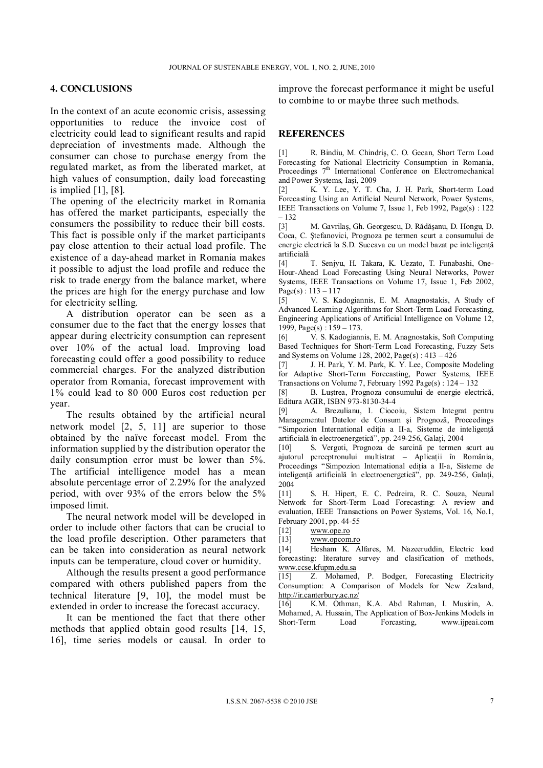## 4. CONCLUSIONS

In the context of an acute economic crisis, assessing opportunities to reduce the invoice cost of electricity could lead to significant results and rapid depreciation of investments made. Although the consumer can chose to purchase energy from the regulated market, as from the liberated market, at high values of consumption, daily load forecasting is implied [1], [8].

The opening of the electricity market in Romania has offered the market participants, especially the consumers the possibility to reduce their bill costs. This fact is possible only if the market participants pay close attention to their actual load profile. The existence of a day-ahead market in Romania makes it possible to adjust the load profile and reduce the risk to trade energy from the balance market, where the prices are high for the energy purchase and low for electricity selling.

A distribution operator can be seen as a consumer due to the fact that the energy losses that appear during electricity consumption can represent over 10% of the actual load. Improving load forecasting could offer a good possibility to reduce commercial charges. For the analyzed distribution operator from Romania, forecast improvement with 1% could lead to 80 000 Euros cost reduction per year.

The results obtained by the artificial neural network model [2, 5, 11] are superior to those obtained by the naïve forecast model. From the information supplied by the distribution operator the daily consumption error must be lower than 5%. The artificial intelligence model has a mean absolute percentage error of 2.29% for the analyzed period, with over 93% of the errors below the 5% imposed limit.

The neural network model will be developed in order to include other factors that can be crucial to the load profile description. Other parameters that can be taken into consideration as neural network inputs can be temperature, cloud cover or humidity.

Although the results present a good performance compared with others published papers from the technical literature [9, 10], the model must be extended in order to increase the forecast accuracy.

It can be mentioned the fact that there other methods that applied obtain good results [14, 15, 16], time series models or causal. In order to improve the forecast performance it might be useful to combine to or maybe three such methods.

## REFERENCES

[1] R. Bindiu, M. Chindriş, C. O. Gecan, Short Term Load Forecasting for National Electricity Consumption in Romania, Proceedings 7th International Conference on Electromechanical and Power Systems, Iaşi, 2009

[2] K. Y. Lee, Y. T. Cha, J. H. Park, Short-term Load Forecasting Using an Artificial Neural Network, Power Systems, IEEE Transactions on Volume 7, Issue 1, Feb 1992, Page(s) : 122 – 132

[3] M. Gavrilaş, Gh. Georgescu, D. Rădăşanu, D. Hongu, D. Coca, C. Ştefanovici, Prognoza pe termen scurt a consumului de energie electrică la S.D. Suceava cu un model bazat pe inteligenţă artificială

[4] T. Senjyu, H. Takara, K. Uezato, T. Funabashi, One-Hour-Ahead Load Forecasting Using Neural Networks, Power Systems, IEEE Transactions on Volume 17, Issue 1, Feb 2002, Page(s) : 113 – 117

[5] V. S. Kadogiannis, E. M. Anagnostakis, A Study of Advanced Learning Algorithms for Short-Term Load Forecasting, Engineering Applications of Artificial Intelligence on Volume 12, 1999, Page(s) : 159 – 173.

[6] V. S. Kadogiannis, E. M. Anagnostakis, Soft Computing Based Techniques for Short-Term Load Forecasting, Fuzzy Sets and Systems on Volume 128, 2002, Page(s) : 413 – 426

[7] J. H. Park, Y. M. Park, K. Y. Lee, Composite Modeling for Adaptive Short-Term Forecasting, Power Systems, IEEE Transactions on Volume 7, February 1992 Page(s) : 124 – 132

[8] B. Luştrea, Prognoza consumului de energie electrică, Editura AGIR, ISBN 973-8130-34-4

[9] A. Brezulianu, I. Ciocoiu, Sistem Integrat pentru Managementul Datelor de Consum şi Prognoză, Proceedings "Simpozion International ediţia a II-a, Sisteme de inteligenţă artificială în electroenergetică", pp. 249-256, Galaţi, 2004

[10] S. Vergoti, Prognoza de sarcină pe termen scurt au ajutorul perceptronului multistrat – Aplicaţii în România, Proceedings "Simpozion International ediţia a II-a, Sisteme de inteligenţă artificială în electroenergetică", pp. 249-256, Galaţi, 2004

[11] S. H. Hipert, E. C. Pedreira, R. C. Souza, Neural Network for Short-Term Load Forecasting: A review and evaluation, IEEE Transactions on Power Systems, Vol. 16, No.1, February 2001, pp. 44-55

[12] www.ope.ro

[13] www.opcom.ro

[14] Hesham K. Alfares, M. Nazeeruddin, Electric load forecasting: literature survey and clasification of methods, www.ccse.kfupm.edu.sa

[15] Z. Mohamed, P. Bodger, Forecasting Electricity Consumption: A Comparison of Models for New Zealand, http://ir.canterbury.ac.nz/

[16] K.M. Othman, K.A. Abd Rahman, I. Musirin, A. Mohamed, A. Hussain, The Application of Box-Jenkins Models in Short-Term Load Forcasting, www.ijpeai.com